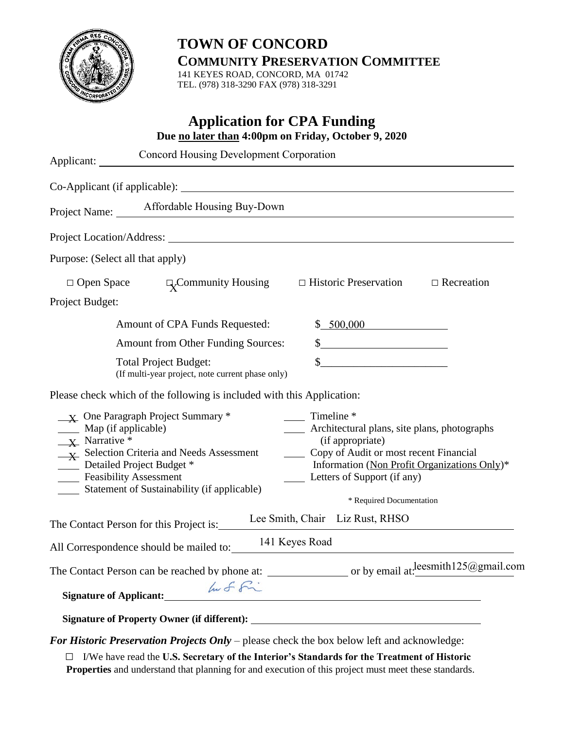# TOWN OF CONCORD

## COMMUNITY PRESERVATION COMMITTEE

141 KEYES ROAD, CONCORD, MA 01742
TEL. (978) 318-3290 FAX (978) 318-3291

## Application for CPA Funding

**Due no later than 4:00pm on Friday, October 9, 2020**

Applicant: Concord Housing Development Corporation

Co-Applicant (if applicable): ____________________

Project Name: Affordable Housing Buy-Down

Project Location/Address: ____________________

Purpose: (Select all that apply)

□ Open Space    X Community Housing    □ Historic Preservation    □ Recreation

Project Budget:

| | |
|---|---|
| Amount of CPA Funds Requested: | $ 500,000 |
| Amount from Other Funding Sources: | $ |
| Total Project Budget: (If multi-year project, note current phase only) | $ |

Please check which of the following is included with this Application:

- X One Paragraph Project Summary *
- ___ Map (if applicable)
- X Narrative *
- X Selection Criteria and Needs Assessment
- ___ Detailed Project Budget *
- ___ Feasibility Assessment
- ___ Statement of Sustainability (if applicable)
- ___ Timeline *
- ___ Architectural plans, site plans, photographs (if appropriate)
- ___ Copy of Audit or most recent Financial Information (Non Profit Organizations Only)*
- ___ Letters of Support (if any)

\* Required Documentation

The Contact Person for this Project is: Lee Smith, Chair    Liz Rust, RHSO

All Correspondence should be mailed to: 141 Keyes Road

The Contact Person can be reached by phone at: ____________ or by email at: leesmith125@gmail.com

**Signature of Applicant:** [signature]

**Signature of Property Owner (if different):** ____________________

***For Historic Preservation Projects Only*** – please check the box below left and acknowledge:

□ I/We have read the **U.S. Secretary of the Interior's Standards for the Treatment of Historic Properties** and understand that planning for and execution of this project must meet these standards.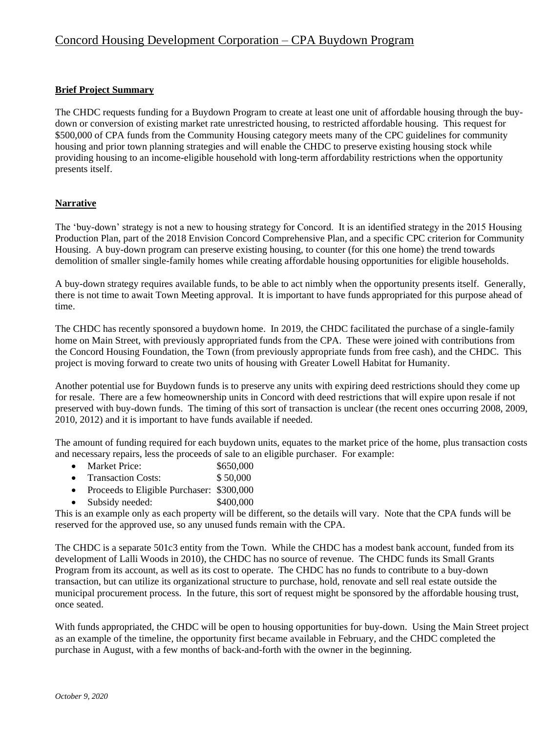# Concord Housing Development Corporation – CPA Buydown Program

**Brief Project Summary**

The CHDC requests funding for a Buydown Program to create at least one unit of affordable housing through the buy-down or conversion of existing market rate unrestricted housing, to restricted affordable housing. This request for \$500,000 of CPA funds from the Community Housing category meets many of the CPC guidelines for community housing and prior town planning strategies and will enable the CHDC to preserve existing housing stock while providing housing to an income-eligible household with long-term affordability restrictions when the opportunity presents itself.

**Narrative**

The 'buy-down' strategy is not a new to housing strategy for Concord. It is an identified strategy in the 2015 Housing Production Plan, part of the 2018 Envision Concord Comprehensive Plan, and a specific CPC criterion for Community Housing. A buy-down program can preserve existing housing, to counter (for this one home) the trend towards demolition of smaller single-family homes while creating affordable housing opportunities for eligible households.

A buy-down strategy requires available funds, to be able to act nimbly when the opportunity presents itself. Generally, there is not time to await Town Meeting approval. It is important to have funds appropriated for this purpose ahead of time.

The CHDC has recently sponsored a buydown home. In 2019, the CHDC facilitated the purchase of a single-family home on Main Street, with previously appropriated funds from the CPA. These were joined with contributions from the Concord Housing Foundation, the Town (from previously appropriate funds from free cash), and the CHDC. This project is moving forward to create two units of housing with Greater Lowell Habitat for Humanity.

Another potential use for Buydown funds is to preserve any units with expiring deed restrictions should they come up for resale. There are a few homeownership units in Concord with deed restrictions that will expire upon resale if not preserved with buy-down funds. The timing of this sort of transaction is unclear (the recent ones occurring 2008, 2009, 2010, 2012) and it is important to have funds available if needed.

The amount of funding required for each buydown units, equates to the market price of the home, plus transaction costs and necessary repairs, less the proceeds of sale to an eligible purchaser. For example:

- Market Price: \$650,000
- Transaction Costs: \$ 50,000
- Proceeds to Eligible Purchaser: \$300,000
- Subsidy needed: \$400,000

This is an example only as each property will be different, so the details will vary. Note that the CPA funds will be reserved for the approved use, so any unused funds remain with the CPA.

The CHDC is a separate 501c3 entity from the Town. While the CHDC has a modest bank account, funded from its development of Lalli Woods in 2010), the CHDC has no source of revenue. The CHDC funds its Small Grants Program from its account, as well as its cost to operate. The CHDC has no funds to contribute to a buy-down transaction, but can utilize its organizational structure to purchase, hold, renovate and sell real estate outside the municipal procurement process. In the future, this sort of request might be sponsored by the affordable housing trust, once seated.

With funds appropriated, the CHDC will be open to housing opportunities for buy-down. Using the Main Street project as an example of the timeline, the opportunity first became available in February, and the CHDC completed the purchase in August, with a few months of back-and-forth with the owner in the beginning.

*October 9, 2020*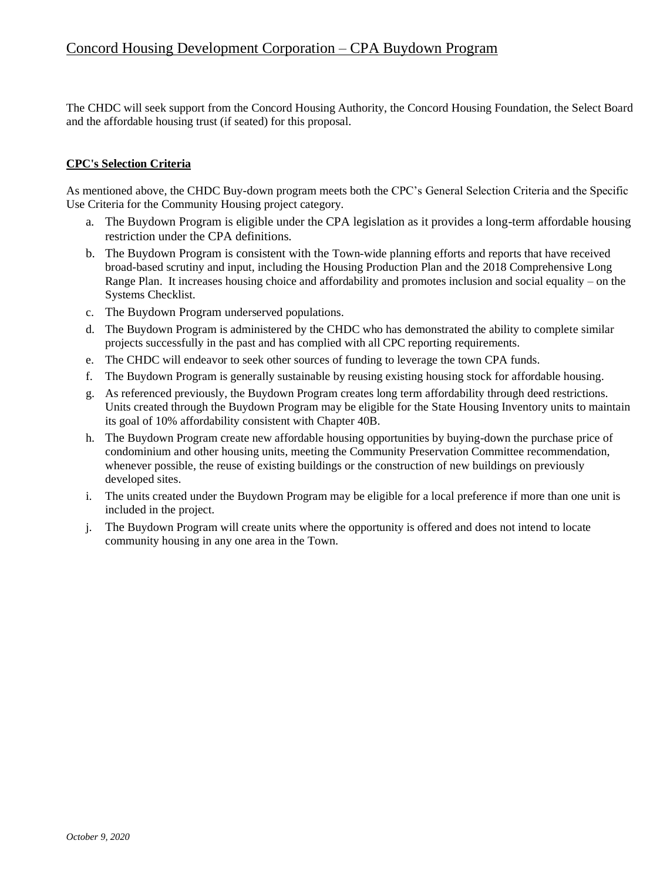# Concord Housing Development Corporation – CPA Buydown Program

The CHDC will seek support from the Concord Housing Authority, the Concord Housing Foundation, the Select Board and the affordable housing trust (if seated) for this proposal.

**CPC's Selection Criteria**

As mentioned above, the CHDC Buy-down program meets both the CPC's General Selection Criteria and the Specific Use Criteria for the Community Housing project category.

a. The Buydown Program is eligible under the CPA legislation as it provides a long-term affordable housing restriction under the CPA definitions.
b. The Buydown Program is consistent with the Town-wide planning efforts and reports that have received broad-based scrutiny and input, including the Housing Production Plan and the 2018 Comprehensive Long Range Plan. It increases housing choice and affordability and promotes inclusion and social equality – on the Systems Checklist.
c. The Buydown Program underserved populations.
d. The Buydown Program is administered by the CHDC who has demonstrated the ability to complete similar projects successfully in the past and has complied with all CPC reporting requirements.
e. The CHDC will endeavor to seek other sources of funding to leverage the town CPA funds.
f. The Buydown Program is generally sustainable by reusing existing housing stock for affordable housing.
g. As referenced previously, the Buydown Program creates long term affordability through deed restrictions. Units created through the Buydown Program may be eligible for the State Housing Inventory units to maintain its goal of 10% affordability consistent with Chapter 40B.
h. The Buydown Program create new affordable housing opportunities by buying-down the purchase price of condominium and other housing units, meeting the Community Preservation Committee recommendation, whenever possible, the reuse of existing buildings or the construction of new buildings on previously developed sites.
i. The units created under the Buydown Program may be eligible for a local preference if more than one unit is included in the project.
j. The Buydown Program will create units where the opportunity is offered and does not intend to locate community housing in any one area in the Town.